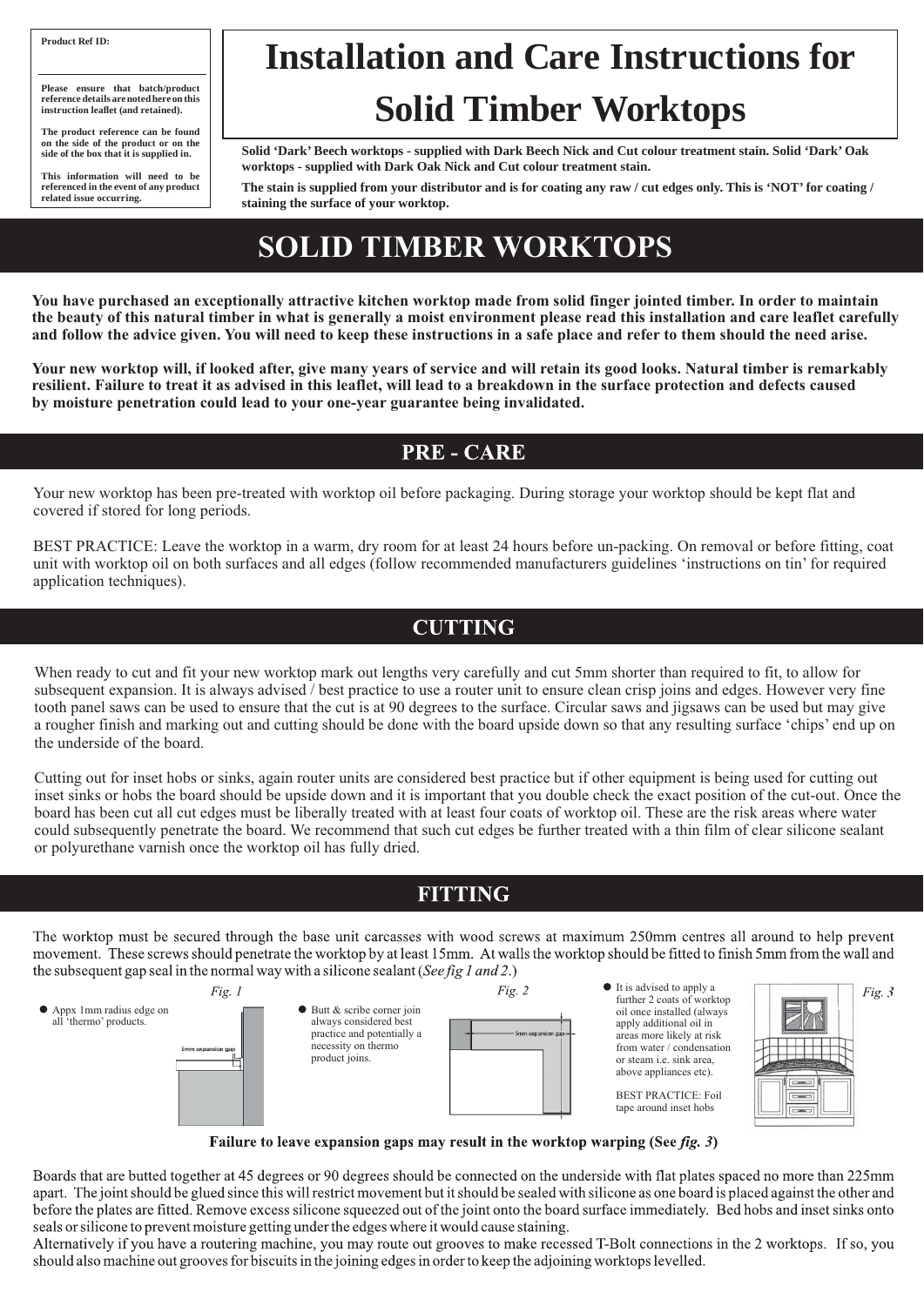**Product Ref ID:**

**Please ensure that batch/product reference details are noted here on this instruction leaflet (and retained).**

**The product reference can be found on the side of the product or on the side of the box that it is supplied in.**

**This information will need to be referenced in the event of any product related issue occurring.**

# Installation and Care Instructions for Solid Timber Worktops

**Solid 'Dark' Beech worktops - supplied with Dark Beech Nick and Cut colour treatment stain. Solid 'Dark' Oak worktops - supplied with Dark Oak Nick and Cut colour treatment stain.**

**The stain is supplied from your distributor and is for coating any raw / cut edges only. This is 'NOT' for coating / staining the surface of your worktop.**

# SOLID TIMBER WORKTOPS

**You have purchased an exceptionally attractive kitchen worktop made from solid finger jointed timber. In order to maintain the beauty of this natural timber in what is generally a moist environment please read this installation and care leaflet carefully and follow the advice given. You will need to keep these instructions in a safe place and refer to them should the need arise.**

**Your new worktop will, if looked after, give many years of service and will retain its good looks. Natural timber is remarkably resilient. Failure to treat it as advised in this leaflet, will lead to a breakdown in the surface protection and defects caused by moisture penetration could lead to your one-year guarantee being invalidated.**

## PRE - CARE

Your new worktop has been pre-treated with worktop oil before packaging. During storage your worktop should be kept flat and covered if stored for long periods.

BEST PRACTICE: Leave the worktop in a warm, dry room for at least 24 hours before un-packing. On removal or before fitting, coat unit with worktop oil on both surfaces and all edges (follow recommended manufacturers guidelines 'instructions on tin' for required application techniques).

## CUTTING

When ready to cut and fit your new worktop mark out lengths very carefully and cut 5mm shorter than required to fit, to allow for subsequent expansion. It is always advised / best practice to use a router unit to ensure clean crisp joins and edges. However very fine tooth panel saws can be used to ensure that the cut is at 90 degrees to the surface. Circular saws and jigsaws can be used but may give a rougher finish and marking out and cutting should be done with the board upside down so that any resulting surface 'chips' end up on the underside of the board.

Cutting out for inset hobs or sinks, again router units are considered best practice but if other equipment is being used for cutting out inset sinks or hobs the board should be upside down and it is important that you double check the exact position of the cut-out. Once the board has been cut all cut edges must be liberally treated with at least four coats of worktop oil. These are the risk areas where water could subsequently penetrate the board. We recommend that such cut edges be further treated with a thin film of clear silicone sealant or polyurethane varnish once the worktop oil has fully dried.

## FITTING

The worktop must be secured through the base unit carcasses with wood screws at maximum 250mm centres all around to help prevent movement. These screws should penetrate the worktop by at least 15mm. At walls the worktop should be fitted to finish 5mm from the wall and the subsequent gap seal in the normal way with a silicone sealant (*See fig 1 and 2*.)

- Appx 1mm radius edge on all 'thermo' products.

*Fig. 1*

5mm expansion gap

- Butt & scribe corner join always considered best practice and potentially a necessity on thermo product joins.

*Fig. 2*

5mm expansion gap

- It is advised to apply a further 2 coats of worktop oil once installed (always apply additional oil in areas more likely at risk from water / condensation or steam i.e. sink area, above appliances etc).

BEST PRACTICE: Foil tape around inset hobs

*Fig. 3*

**Failure to leave expansion gaps may result in the worktop warping (See *fig. 3*)**

Boards that are butted together at 45 degrees or 90 degrees should be connected on the underside with flat plates spaced no more than 225mm apart. The joint should be glued since this will restrict movement but it should be sealed with silicone as one board is placed against the other and before the plates are fitted. Remove excess silicone squeezed out of the joint onto the board surface immediately. Bed hobs and inset sinks onto seals or silicone to prevent moisture getting under the edges where it would cause staining.

Alternatively if you have a routering machine, you may route out grooves to make recessed T-Bolt connections in the 2 worktops. If so, you should also machine out grooves for biscuits in the joining edges in order to keep the adjoining worktops levelled.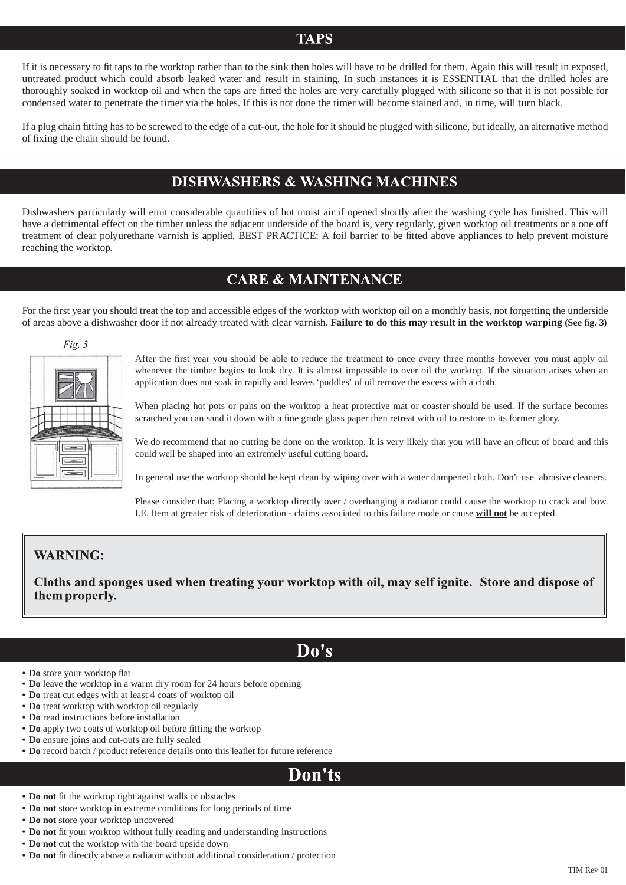## TAPS

If it is necessary to fit taps to the worktop rather than to the sink then holes will have to be drilled for them. Again this will result in exposed, untreated product which could absorb leaked water and result in staining. In such instances it is ESSENTIAL that the drilled holes are thoroughly soaked in worktop oil and when the taps are fitted the holes are very carefully plugged with silicone so that it is not possible for condensed water to penetrate the timer via the holes. If this is not done the timer will become stained and, in time, will turn black.

If a plug chain fitting has to be screwed to the edge of a cut-out, the hole for it should be plugged with silicone, but ideally, an alternative method of fixing the chain should be found.

## DISHWASHERS & WASHING MACHINES

Dishwashers particularly will emit considerable quantities of hot moist air if opened shortly after the washing cycle has finished. This will have a detrimental effect on the timber unless the adjacent underside of the board is, very regularly, given worktop oil treatments or a one off treatment of clear polyurethane varnish is applied. BEST PRACTICE: A foil barrier to be fitted above appliances to help prevent moisture reaching the worktop.

## CARE & MAINTENANCE

For the first year you should treat the top and accessible edges of the worktop with worktop oil on a monthly basis, not forgetting the underside of areas above a dishwasher door if not already treated with clear varnish. **Failure to do this may result in the worktop warping (See fig. 3)**

*Fig. 3*

After the first year you should be able to reduce the treatment to once every three months however you must apply oil whenever the timber begins to look dry. It is almost impossible to over oil the worktop. If the situation arises when an application does not soak in rapidly and leaves 'puddles' of oil remove the excess with a cloth.

When placing hot pots or pans on the worktop a heat protective mat or coaster should be used. If the surface becomes scratched you can sand it down with a fine grade glass paper then retreat with oil to restore to its former glory.

We do recommend that no cutting be done on the worktop. It is very likely that you will have an offcut of board and this could well be shaped into an extremely useful cutting board.

In general use the worktop should be kept clean by wiping over with a water dampened cloth. Don't use abrasive cleaners.

Please consider that: Placing a worktop directly over / overhanging a radiator could cause the worktop to crack and bow. I.E. Item at greater risk of deterioration - claims associated to this failure mode or cause **will not** be accepted.

**WARNING:**

**Cloths and sponges used when treating your worktop with oil, may self ignite. Store and dispose of them properly.**

## Do's

- **Do** store your worktop flat
- **Do** leave the worktop in a warm dry room for 24 hours before opening
- **Do** treat cut edges with at least 4 coats of worktop oil
- **Do** treat worktop with worktop oil regularly
- **Do** read instructions before installation
- **Do** apply two coats of worktop oil before fitting the worktop
- **Do** ensure joins and cut-outs are fully sealed
- **Do** record batch / product reference details onto this leaflet for future reference

## Don'ts

- **Do not** fit the worktop tight against walls or obstacles
- **Do not** store worktop in extreme conditions for long periods of time
- **Do not** store your worktop uncovered
- **Do not** fit your worktop without fully reading and understanding instructions
- **Do not** cut the worktop with the board upside down
- **Do not** fit directly above a radiator without additional consideration / protection

TIM Rev 01